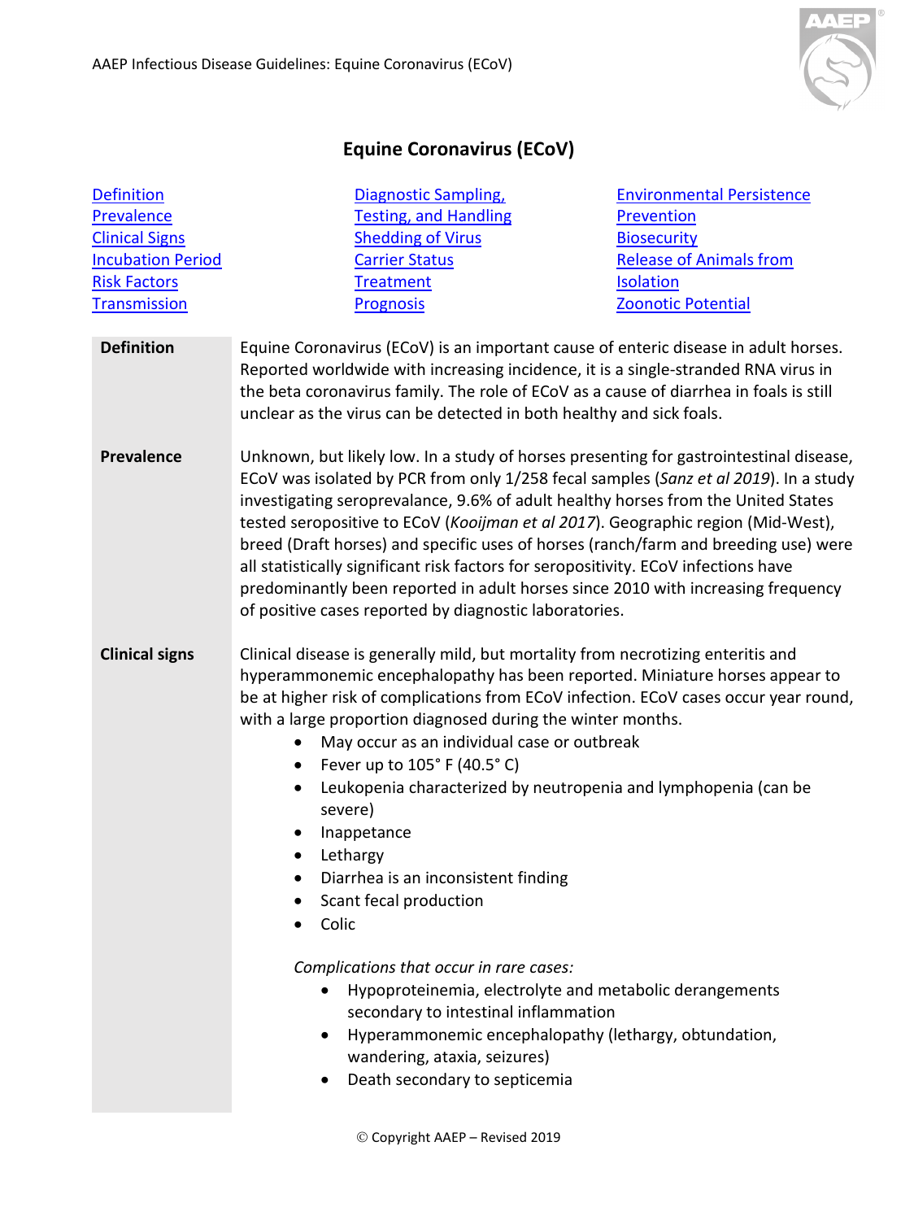# Equine Coronavirus (ECoV)

| | | |
|---|---|---|
| Definition | Diagnostic Sampling, Testing, and Handling | Environmental Persistence |
| Prevalence | Shedding of Virus | Prevention |
| Clinical Signs | Carrier Status | Biosecurity |
| Incubation Period | Treatment | Release of Animals from Isolation |
| Risk Factors | Prognosis | Zoonotic Potential |
| Transmission | | |

## Definition

Equine Coronavirus (ECoV) is an important cause of enteric disease in adult horses. Reported worldwide with increasing incidence, it is a single-stranded RNA virus in the beta coronavirus family. The role of ECoV as a cause of diarrhea in foals is still unclear as the virus can be detected in both healthy and sick foals.

## Prevalence

Unknown, but likely low. In a study of horses presenting for gastrointestinal disease, ECoV was isolated by PCR from only 1/258 fecal samples (*Sanz et al 2019*). In a study investigating seroprevalance, 9.6% of adult healthy horses from the United States tested seropositive to ECoV (*Kooijman et al 2017*). Geographic region (Mid-West), breed (Draft horses) and specific uses of horses (ranch/farm and breeding use) were all statistically significant risk factors for seropositivity. ECoV infections have predominantly been reported in adult horses since 2010 with increasing frequency of positive cases reported by diagnostic laboratories.

## Clinical signs

Clinical disease is generally mild, but mortality from necrotizing enteritis and hyperammonemic encephalopathy has been reported. Miniature horses appear to be at higher risk of complications from ECoV infection. ECoV cases occur year round, with a large proportion diagnosed during the winter months.

- May occur as an individual case or outbreak
- Fever up to 105° F (40.5° C)
- Leukopenia characterized by neutropenia and lymphopenia (can be severe)
- Inappetance
- Lethargy
- Diarrhea is an inconsistent finding
- Scant fecal production
- Colic

*Complications that occur in rare cases:*

- Hypoproteinemia, electrolyte and metabolic derangements secondary to intestinal inflammation
- Hyperammonemic encephalopathy (lethargy, obtundation, wandering, ataxia, seizures)
- Death secondary to septicemia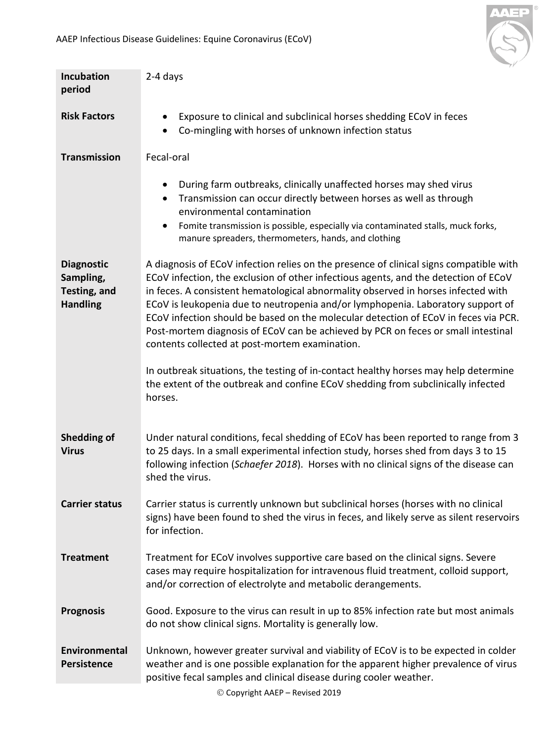| | |
|---|---|
| **Incubation period** | 2-4 days |
| **Risk Factors** | • Exposure to clinical and subclinical horses shedding ECoV in feces<br>• Co-mingling with horses of unknown infection status |
| **Transmission** | Fecal-oral<br><br>• During farm outbreaks, clinically unaffected horses may shed virus<br>• Transmission can occur directly between horses as well as through environmental contamination<br>• Fomite transmission is possible, especially via contaminated stalls, muck forks, manure spreaders, thermometers, hands, and clothing |
| **Diagnostic Sampling, Testing, and Handling** | A diagnosis of ECoV infection relies on the presence of clinical signs compatible with ECoV infection, the exclusion of other infectious agents, and the detection of ECoV in feces. A consistent hematological abnormality observed in horses infected with ECoV is leukopenia due to neutropenia and/or lymphopenia. Laboratory support of ECoV infection should be based on the molecular detection of ECoV in feces via PCR. Post-mortem diagnosis of ECoV can be achieved by PCR on feces or small intestinal contents collected at post-mortem examination.<br><br>In outbreak situations, the testing of in-contact healthy horses may help determine the extent of the outbreak and confine ECoV shedding from subclinically infected horses. |
| **Shedding of Virus** | Under natural conditions, fecal shedding of ECoV has been reported to range from 3 to 25 days. In a small experimental infection study, horses shed from days 3 to 15 following infection (*Schaefer 2018*). Horses with no clinical signs of the disease can shed the virus. |
| **Carrier status** | Carrier status is currently unknown but subclinical horses (horses with no clinical signs) have been found to shed the virus in feces, and likely serve as silent reservoirs for infection. |
| **Treatment** | Treatment for ECoV involves supportive care based on the clinical signs. Severe cases may require hospitalization for intravenous fluid treatment, colloid support, and/or correction of electrolyte and metabolic derangements. |
| **Prognosis** | Good. Exposure to the virus can result in up to 85% infection rate but most animals do not show clinical signs. Mortality is generally low. |
| **Environmental Persistence** | Unknown, however greater survival and viability of ECoV is to be expected in colder weather and is one possible explanation for the apparent higher prevalence of virus positive fecal samples and clinical disease during cooler weather. |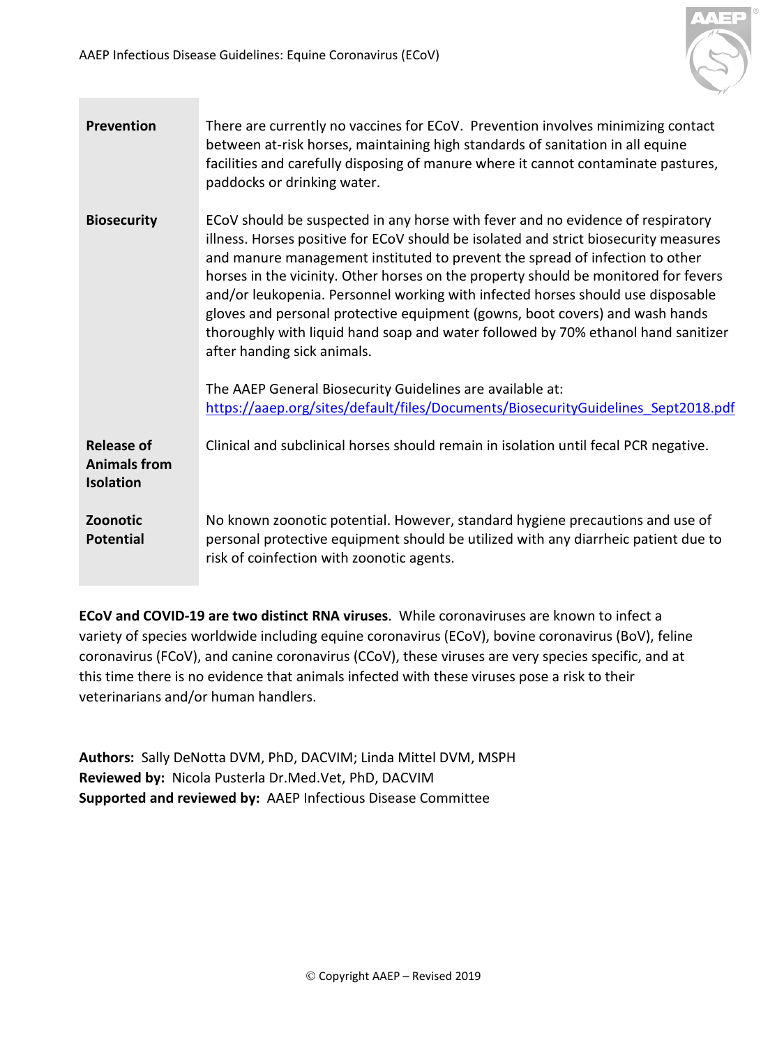| | |
|---|---|
| **Prevention** | There are currently no vaccines for ECoV. Prevention involves minimizing contact between at-risk horses, maintaining high standards of sanitation in all equine facilities and carefully disposing of manure where it cannot contaminate pastures, paddocks or drinking water. |
| **Biosecurity** | ECoV should be suspected in any horse with fever and no evidence of respiratory illness. Horses positive for ECoV should be isolated and strict biosecurity measures and manure management instituted to prevent the spread of infection to other horses in the vicinity. Other horses on the property should be monitored for fevers and/or leukopenia. Personnel working with infected horses should use disposable gloves and personal protective equipment (gowns, boot covers) and wash hands thoroughly with liquid hand soap and water followed by 70% ethanol hand sanitizer after handing sick animals.<br><br>The AAEP General Biosecurity Guidelines are available at: https://aaep.org/sites/default/files/Documents/BiosecurityGuidelines_Sept2018.pdf |
| **Release of Animals from Isolation** | Clinical and subclinical horses should remain in isolation until fecal PCR negative. |
| **Zoonotic Potential** | No known zoonotic potential. However, standard hygiene precautions and use of personal protective equipment should be utilized with any diarrheic patient due to risk of coinfection with zoonotic agents. |

**ECoV and COVID-19 are two distinct RNA viruses**. While coronaviruses are known to infect a variety of species worldwide including equine coronavirus (ECoV), bovine coronavirus (BoV), feline coronavirus (FCoV), and canine coronavirus (CCoV), these viruses are very species specific, and at this time there is no evidence that animals infected with these viruses pose a risk to their veterinarians and/or human handlers.

**Authors:** Sally DeNotta DVM, PhD, DACVIM; Linda Mittel DVM, MSPH
**Reviewed by:** Nicola Pusterla Dr.Med.Vet, PhD, DACVIM
**Supported and reviewed by:** AAEP Infectious Disease Committee

© Copyright AAEP – Revised 2019